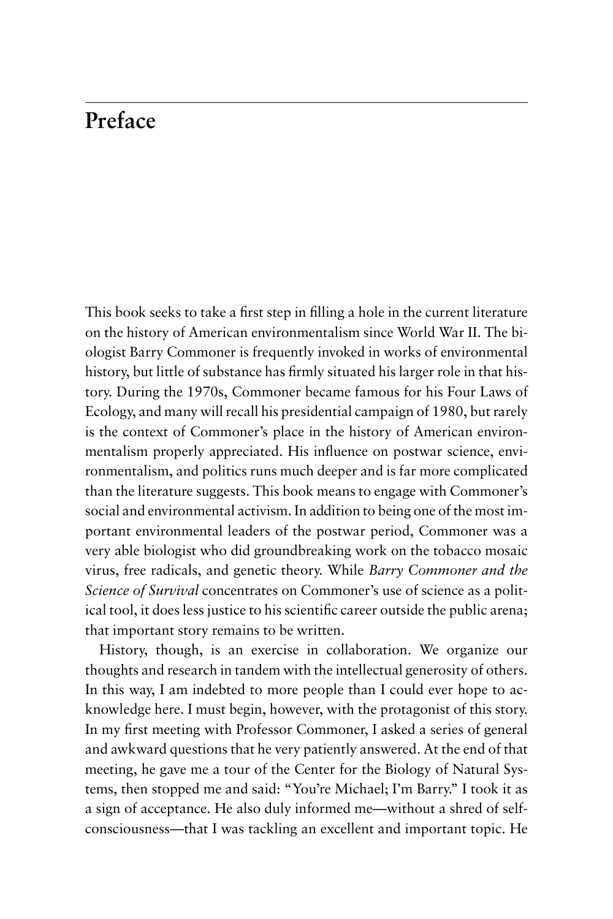# Preface

This book seeks to take a first step in filling a hole in the current literature on the history of American environmentalism since World War II. The biologist Barry Commoner is frequently invoked in works of environmental history, but little of substance has firmly situated his larger role in that history. During the 1970s, Commoner became famous for his Four Laws of Ecology, and many will recall his presidential campaign of 1980, but rarely is the context of Commoner's place in the history of American environmentalism properly appreciated. His influence on postwar science, environmentalism, and politics runs much deeper and is far more complicated than the literature suggests. This book means to engage with Commoner's social and environmental activism. In addition to being one of the most important environmental leaders of the postwar period, Commoner was a very able biologist who did groundbreaking work on the tobacco mosaic virus, free radicals, and genetic theory. While *Barry Commoner and the Science of Survival* concentrates on Commoner's use of science as a political tool, it does less justice to his scientific career outside the public arena; that important story remains to be written.

History, though, is an exercise in collaboration. We organize our thoughts and research in tandem with the intellectual generosity of others. In this way, I am indebted to more people than I could ever hope to acknowledge here. I must begin, however, with the protagonist of this story. In my first meeting with Professor Commoner, I asked a series of general and awkward questions that he very patiently answered. At the end of that meeting, he gave me a tour of the Center for the Biology of Natural Systems, then stopped me and said: "You're Michael; I'm Barry." I took it as a sign of acceptance. He also duly informed me—without a shred of self-consciousness—that I was tackling an excellent and important topic. He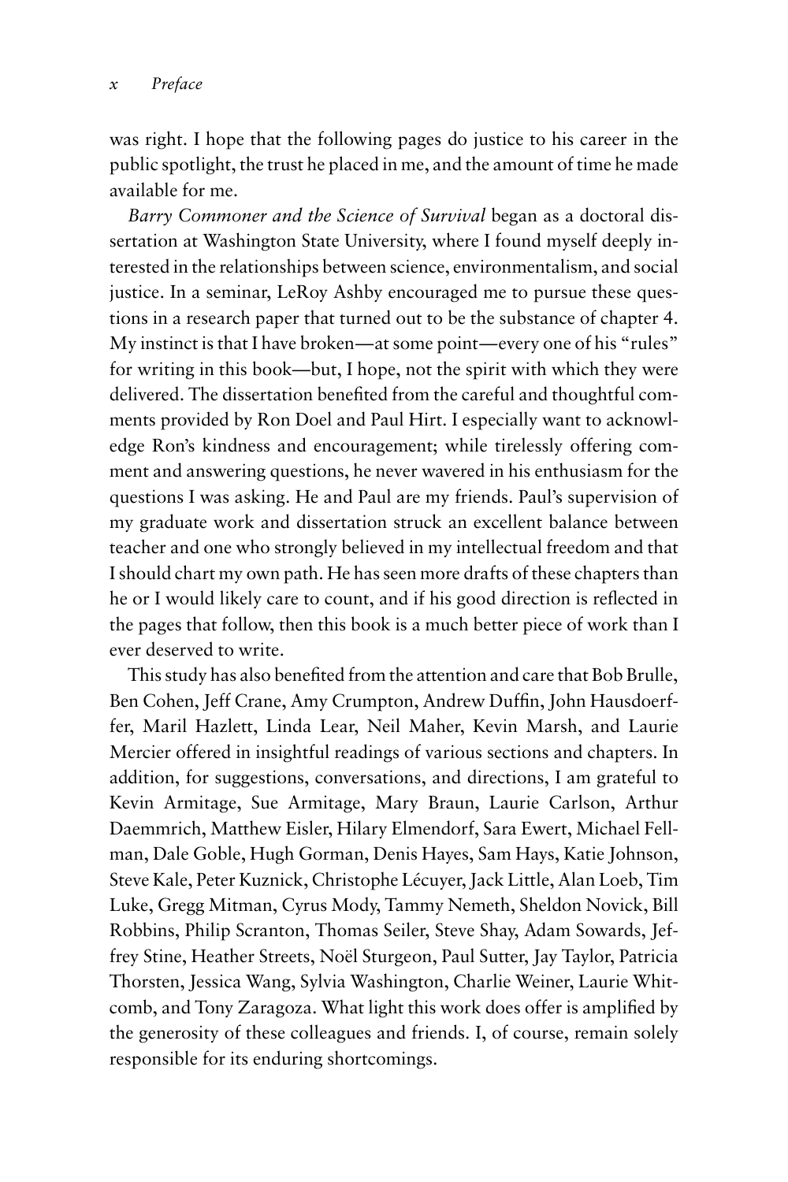was right. I hope that the following pages do justice to his career in the public spotlight, the trust he placed in me, and the amount of time he made available for me.

*Barry Commoner and the Science of Survival* began as a doctoral dissertation at Washington State University, where I found myself deeply interested in the relationships between science, environmentalism, and social justice. In a seminar, LeRoy Ashby encouraged me to pursue these questions in a research paper that turned out to be the substance of chapter 4. My instinct is that I have broken—at some point—every one of his "rules" for writing in this book—but, I hope, not the spirit with which they were delivered. The dissertation benefited from the careful and thoughtful comments provided by Ron Doel and Paul Hirt. I especially want to acknowledge Ron's kindness and encouragement; while tirelessly offering comment and answering questions, he never wavered in his enthusiasm for the questions I was asking. He and Paul are my friends. Paul's supervision of my graduate work and dissertation struck an excellent balance between teacher and one who strongly believed in my intellectual freedom and that I should chart my own path. He has seen more drafts of these chapters than he or I would likely care to count, and if his good direction is reflected in the pages that follow, then this book is a much better piece of work than I ever deserved to write.

This study has also benefited from the attention and care that Bob Brulle, Ben Cohen, Jeff Crane, Amy Crumpton, Andrew Duffin, John Hausdoerffer, Maril Hazlett, Linda Lear, Neil Maher, Kevin Marsh, and Laurie Mercier offered in insightful readings of various sections and chapters. In addition, for suggestions, conversations, and directions, I am grateful to Kevin Armitage, Sue Armitage, Mary Braun, Laurie Carlson, Arthur Daemmrich, Matthew Eisler, Hilary Elmendorf, Sara Ewert, Michael Fellman, Dale Goble, Hugh Gorman, Denis Hayes, Sam Hays, Katie Johnson, Steve Kale, Peter Kuznick, Christophe Lécuyer, Jack Little, Alan Loeb, Tim Luke, Gregg Mitman, Cyrus Mody, Tammy Nemeth, Sheldon Novick, Bill Robbins, Philip Scranton, Thomas Seiler, Steve Shay, Adam Sowards, Jeffrey Stine, Heather Streets, Noël Sturgeon, Paul Sutter, Jay Taylor, Patricia Thorsten, Jessica Wang, Sylvia Washington, Charlie Weiner, Laurie Whitcomb, and Tony Zaragoza. What light this work does offer is amplified by the generosity of these colleagues and friends. I, of course, remain solely responsible for its enduring shortcomings.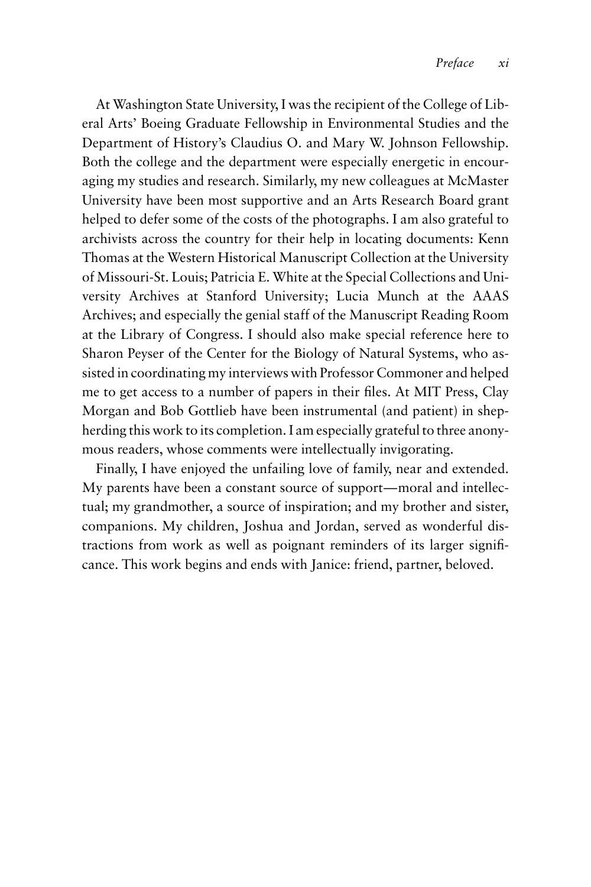At Washington State University, I was the recipient of the College of Liberal Arts' Boeing Graduate Fellowship in Environmental Studies and the Department of History's Claudius O. and Mary W. Johnson Fellowship. Both the college and the department were especially energetic in encouraging my studies and research. Similarly, my new colleagues at McMaster University have been most supportive and an Arts Research Board grant helped to defer some of the costs of the photographs. I am also grateful to archivists across the country for their help in locating documents: Kenn Thomas at the Western Historical Manuscript Collection at the University of Missouri-St. Louis; Patricia E. White at the Special Collections and University Archives at Stanford University; Lucia Munch at the AAAS Archives; and especially the genial staff of the Manuscript Reading Room at the Library of Congress. I should also make special reference here to Sharon Peyser of the Center for the Biology of Natural Systems, who assisted in coordinating my interviews with Professor Commoner and helped me to get access to a number of papers in their files. At MIT Press, Clay Morgan and Bob Gottlieb have been instrumental (and patient) in shepherding this work to its completion. I am especially grateful to three anonymous readers, whose comments were intellectually invigorating.

Finally, I have enjoyed the unfailing love of family, near and extended. My parents have been a constant source of support—moral and intellectual; my grandmother, a source of inspiration; and my brother and sister, companions. My children, Joshua and Jordan, served as wonderful distractions from work as well as poignant reminders of its larger significance. This work begins and ends with Janice: friend, partner, beloved.